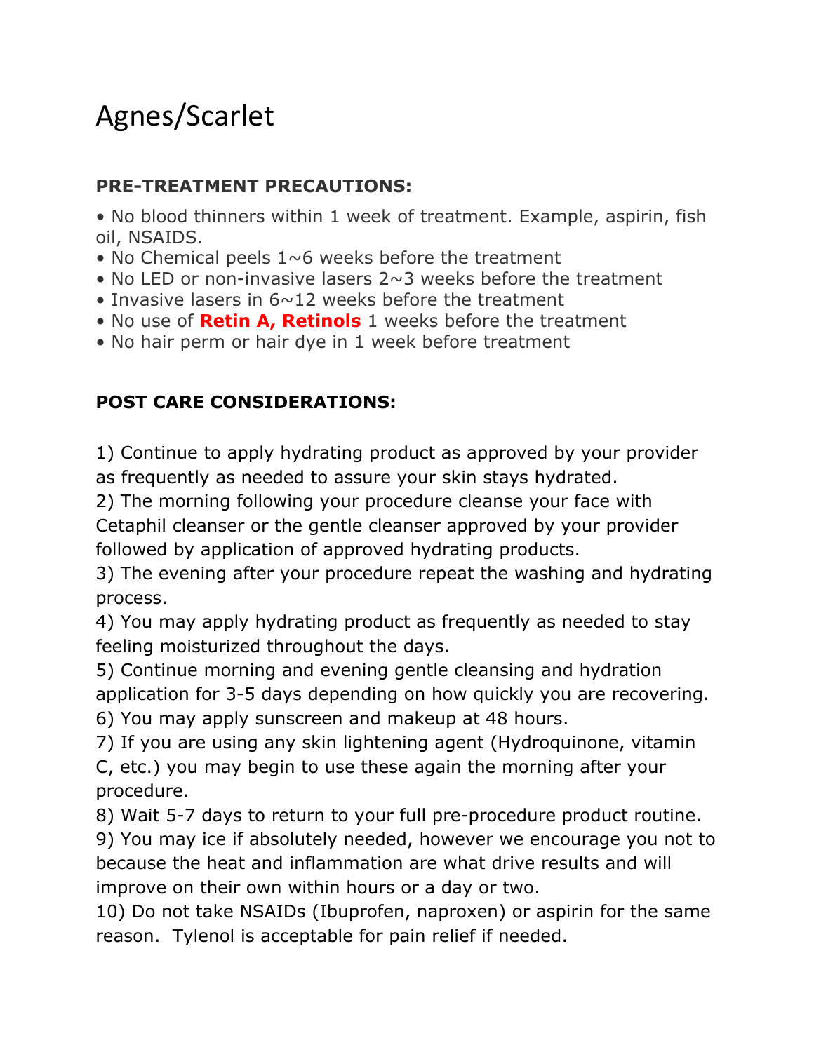# Agnes/Scarlet

**PRE-TREATMENT PRECAUTIONS:**

- No blood thinners within 1 week of treatment. Example, aspirin, fish oil, NSAIDS.
- No Chemical peels 1~6 weeks before the treatment
- No LED or non-invasive lasers 2~3 weeks before the treatment
- Invasive lasers in 6~12 weeks before the treatment
- No use of **Retin A, Retinols** 1 weeks before the treatment
- No hair perm or hair dye in 1 week before treatment

**POST CARE CONSIDERATIONS:**

1) Continue to apply hydrating product as approved by your provider as frequently as needed to assure your skin stays hydrated.
2) The morning following your procedure cleanse your face with Cetaphil cleanser or the gentle cleanser approved by your provider followed by application of approved hydrating products.
3) The evening after your procedure repeat the washing and hydrating process.
4) You may apply hydrating product as frequently as needed to stay feeling moisturized throughout the days.
5) Continue morning and evening gentle cleansing and hydration application for 3-5 days depending on how quickly you are recovering.
6) You may apply sunscreen and makeup at 48 hours.
7) If you are using any skin lightening agent (Hydroquinone, vitamin C, etc.) you may begin to use these again the morning after your procedure.
8) Wait 5-7 days to return to your full pre-procedure product routine.
9) You may ice if absolutely needed, however we encourage you not to because the heat and inflammation are what drive results and will improve on their own within hours or a day or two.
10) Do not take NSAIDs (Ibuprofen, naproxen) or aspirin for the same reason. Tylenol is acceptable for pain relief if needed.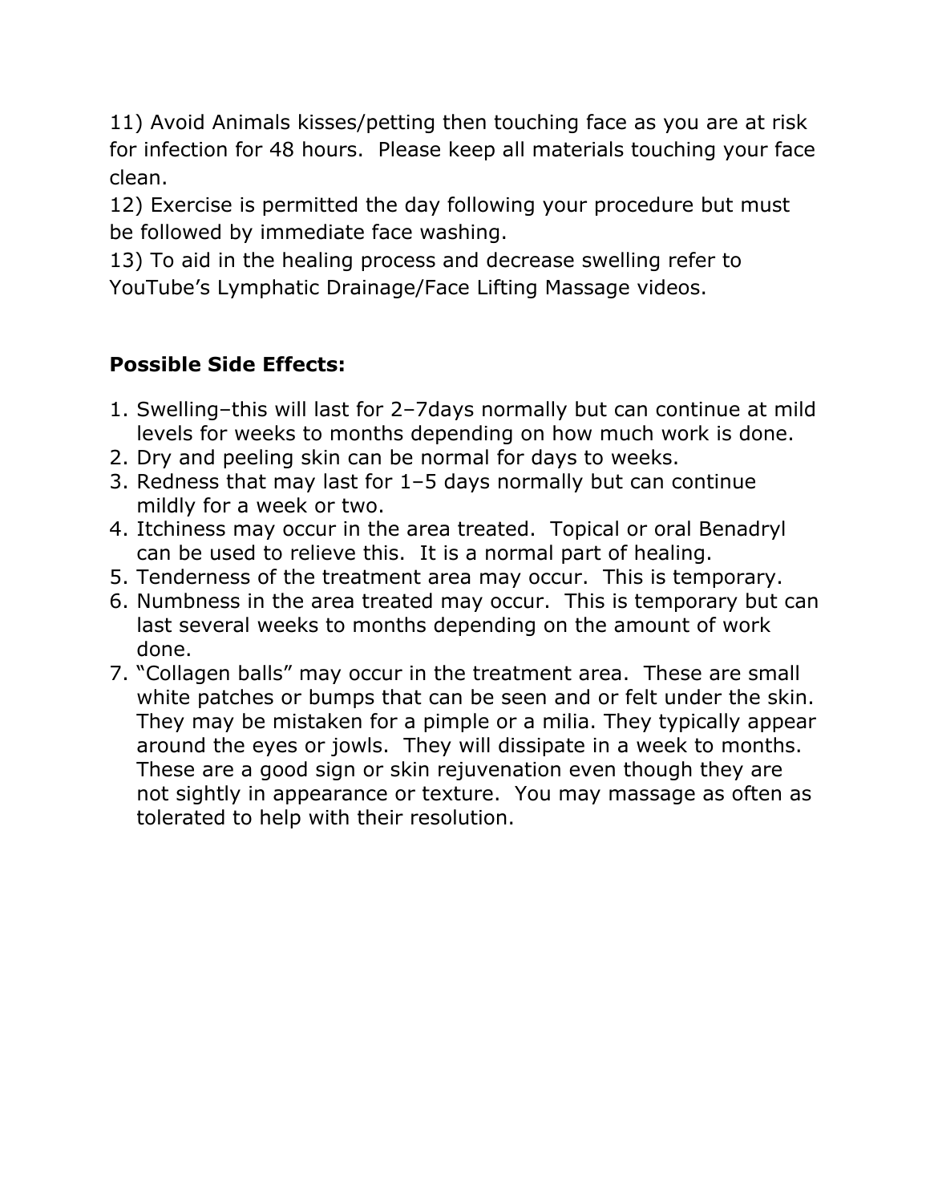11) Avoid Animals kisses/petting then touching face as you are at risk for infection for 48 hours. Please keep all materials touching your face clean.
12) Exercise is permitted the day following your procedure but must be followed by immediate face washing.
13) To aid in the healing process and decrease swelling refer to YouTube's Lymphatic Drainage/Face Lifting Massage videos.

**Possible Side Effects:**

1. Swelling–this will last for 2–7days normally but can continue at mild levels for weeks to months depending on how much work is done.
2. Dry and peeling skin can be normal for days to weeks.
3. Redness that may last for 1–5 days normally but can continue mildly for a week or two.
4. Itchiness may occur in the area treated. Topical or oral Benadryl can be used to relieve this. It is a normal part of healing.
5. Tenderness of the treatment area may occur. This is temporary.
6. Numbness in the area treated may occur. This is temporary but can last several weeks to months depending on the amount of work done.
7. "Collagen balls" may occur in the treatment area. These are small white patches or bumps that can be seen and or felt under the skin. They may be mistaken for a pimple or a milia. They typically appear around the eyes or jowls. They will dissipate in a week to months. These are a good sign or skin rejuvenation even though they are not sightly in appearance or texture. You may massage as often as tolerated to help with their resolution.